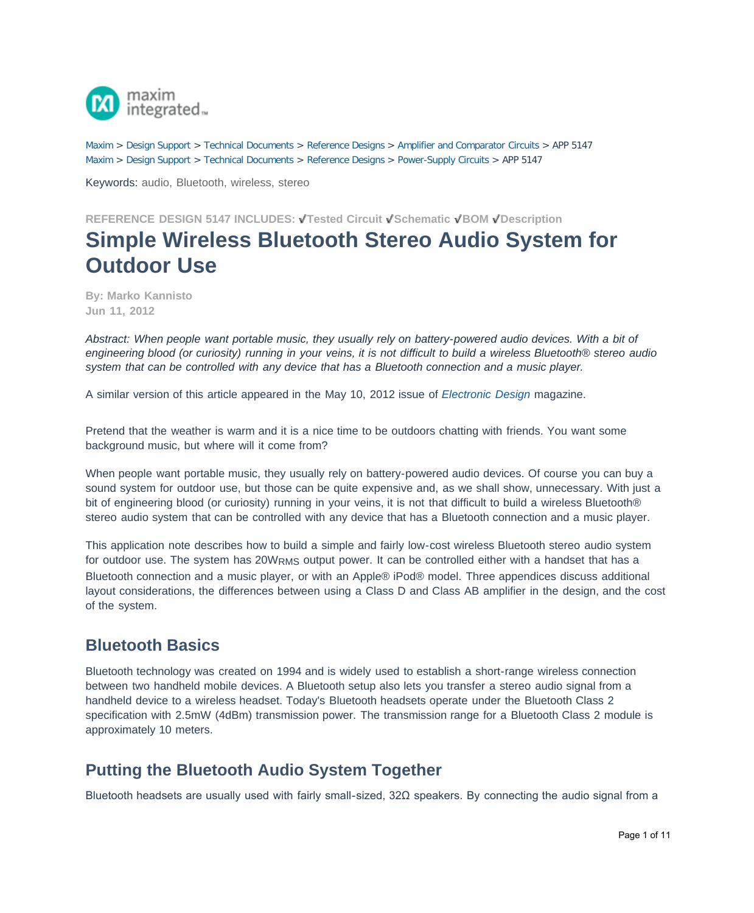Maxim > Design Support > Technical Documents > Reference Designs > Amplifier and Comparator Circuits > APP 5147
Maxim > Design Support > Technical Documents > Reference Designs > Power-Supply Circuits > APP 5147

Keywords: audio, Bluetooth, wireless, stereo

**REFERENCE DESIGN 5147 INCLUDES: ✓Tested Circuit ✓Schematic ✓BOM ✓Description**

# Simple Wireless Bluetooth Stereo Audio System for Outdoor Use

**By: Marko Kannisto**
**Jun 11, 2012**

*Abstract: When people want portable music, they usually rely on battery-powered audio devices. With a bit of engineering blood (or curiosity) running in your veins, it is not difficult to build a wireless Bluetooth® stereo audio system that can be controlled with any device that has a Bluetooth connection and a music player.*

A similar version of this article appeared in the May 10, 2012 issue of *Electronic Design* magazine.

Pretend that the weather is warm and it is a nice time to be outdoors chatting with friends. You want some background music, but where will it come from?

When people want portable music, they usually rely on battery-powered audio devices. Of course you can buy a sound system for outdoor use, but those can be quite expensive and, as we shall show, unnecessary. With just a bit of engineering blood (or curiosity) running in your veins, it is not that difficult to build a wireless Bluetooth® stereo audio system that can be controlled with any device that has a Bluetooth connection and a music player.

This application note describes how to build a simple and fairly low-cost wireless Bluetooth stereo audio system for outdoor use. The system has $20W_{RMS}$ output power. It can be controlled either with a handset that has a Bluetooth connection and a music player, or with an Apple® iPod® model. Three appendices discuss additional layout considerations, the differences between using a Class D and Class AB amplifier in the design, and the cost of the system.

## Bluetooth Basics

Bluetooth technology was created on 1994 and is widely used to establish a short-range wireless connection between two handheld mobile devices. A Bluetooth setup also lets you transfer a stereo audio signal from a handheld device to a wireless headset. Today's Bluetooth headsets operate under the Bluetooth Class 2 specification with 2.5mW (4dBm) transmission power. The transmission range for a Bluetooth Class 2 module is approximately 10 meters.

## Putting the Bluetooth Audio System Together

Bluetooth headsets are usually used with fairly small-sized, 32Ω speakers. By connecting the audio signal from a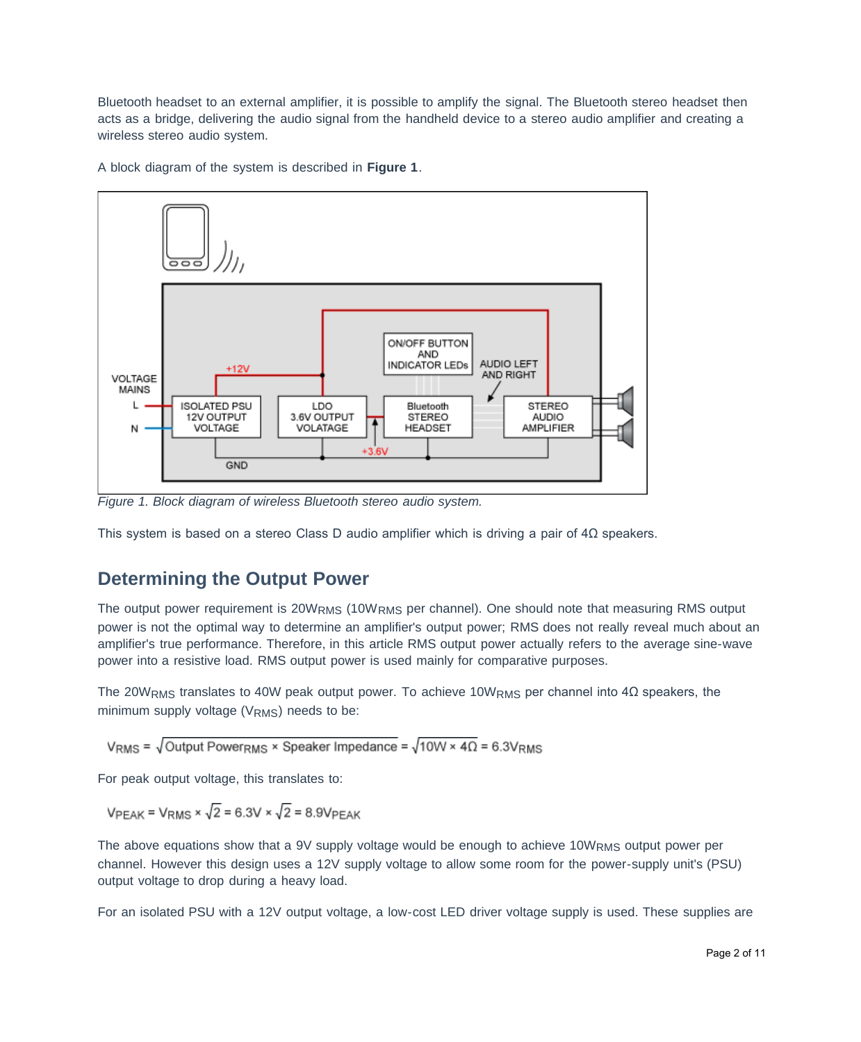Bluetooth headset to an external amplifier, it is possible to amplify the signal. The Bluetooth stereo headset then acts as a bridge, delivering the audio signal from the handheld device to a stereo audio amplifier and creating a wireless stereo audio system.

A block diagram of the system is described in **Figure 1**.

*Figure 1. Block diagram of wireless Bluetooth stereo audio system.*

This system is based on a stereo Class D audio amplifier which is driving a pair of 4Ω speakers.

## Determining the Output Power

The output power requirement is $20W_{RMS}$ ($10W_{RMS}$ per channel). One should note that measuring RMS output power is not the optimal way to determine an amplifier's output power; RMS does not really reveal much about an amplifier's true performance. Therefore, in this article RMS output power actually refers to the average sine-wave power into a resistive load. RMS output power is used mainly for comparative purposes.

The $20W_{RMS}$ translates to 40W peak output power. To achieve $10W_{RMS}$ per channel into 4Ω speakers, the minimum supply voltage ($V_{RMS}$) needs to be:

$$V_{RMS} = \sqrt{\text{Output Power}_{RMS} \times \text{Speaker Impedance}} = \sqrt{10W \times 4\Omega} = 6.3V_{RMS}$$

For peak output voltage, this translates to:

$$V_{PEAK} = V_{RMS} \times \sqrt{2} = 6.3V \times \sqrt{2} = 8.9V_{PEAK}$$

The above equations show that a 9V supply voltage would be enough to achieve $10W_{RMS}$ output power per channel. However this design uses a 12V supply voltage to allow some room for the power-supply unit's (PSU) output voltage to drop during a heavy load.

For an isolated PSU with a 12V output voltage, a low-cost LED driver voltage supply is used. These supplies are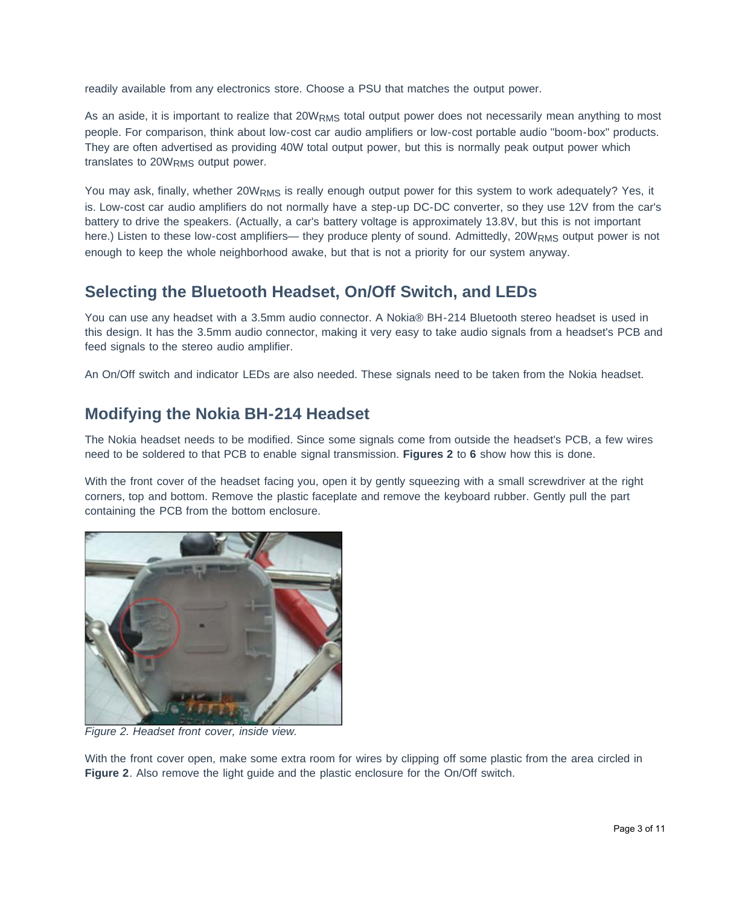readily available from any electronics store. Choose a PSU that matches the output power.

As an aside, it is important to realize that $20W_{RMS}$ total output power does not necessarily mean anything to most people. For comparison, think about low-cost car audio amplifiers or low-cost portable audio "boom-box" products. They are often advertised as providing 40W total output power, but this is normally peak output power which translates to $20W_{RMS}$ output power.

You may ask, finally, whether $20W_{RMS}$ is really enough output power for this system to work adequately? Yes, it is. Low-cost car audio amplifiers do not normally have a step-up DC-DC converter, so they use 12V from the car's battery to drive the speakers. (Actually, a car's battery voltage is approximately 13.8V, but this is not important here.) Listen to these low-cost amplifiers— they produce plenty of sound. Admittedly, $20W_{RMS}$ output power is not enough to keep the whole neighborhood awake, but that is not a priority for our system anyway.

## Selecting the Bluetooth Headset, On/Off Switch, and LEDs

You can use any headset with a 3.5mm audio connector. A Nokia® BH-214 Bluetooth stereo headset is used in this design. It has the 3.5mm audio connector, making it very easy to take audio signals from a headset's PCB and feed signals to the stereo audio amplifier.

An On/Off switch and indicator LEDs are also needed. These signals need to be taken from the Nokia headset.

## Modifying the Nokia BH-214 Headset

The Nokia headset needs to be modified. Since some signals come from outside the headset's PCB, a few wires need to be soldered to that PCB to enable signal transmission. **Figures 2** to **6** show how this is done.

With the front cover of the headset facing you, open it by gently squeezing with a small screwdriver at the right corners, top and bottom. Remove the plastic faceplate and remove the keyboard rubber. Gently pull the part containing the PCB from the bottom enclosure.

*Figure 2. Headset front cover, inside view.*

With the front cover open, make some extra room for wires by clipping off some plastic from the area circled in **Figure 2**. Also remove the light guide and the plastic enclosure for the On/Off switch.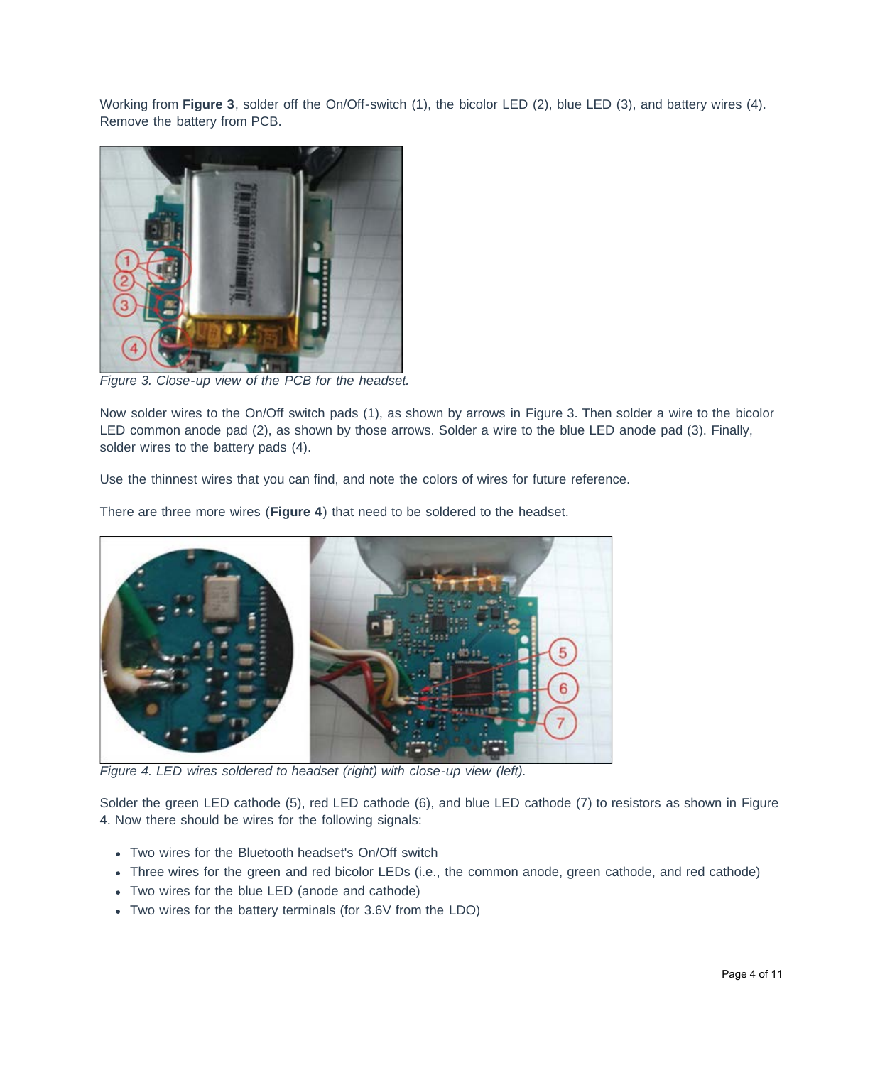Working from **Figure 3**, solder off the On/Off-switch (1), the bicolor LED (2), blue LED (3), and battery wires (4). Remove the battery from PCB.

*Figure 3. Close-up view of the PCB for the headset.*

Now solder wires to the On/Off switch pads (1), as shown by arrows in Figure 3. Then solder a wire to the bicolor LED common anode pad (2), as shown by those arrows. Solder a wire to the blue LED anode pad (3). Finally, solder wires to the battery pads (4).

Use the thinnest wires that you can find, and note the colors of wires for future reference.

There are three more wires (**Figure 4**) that need to be soldered to the headset.

*Figure 4. LED wires soldered to headset (right) with close-up view (left).*

Solder the green LED cathode (5), red LED cathode (6), and blue LED cathode (7) to resistors as shown in Figure 4. Now there should be wires for the following signals:

- Two wires for the Bluetooth headset's On/Off switch
- Three wires for the green and red bicolor LEDs (i.e., the common anode, green cathode, and red cathode)
- Two wires for the blue LED (anode and cathode)
- Two wires for the battery terminals (for 3.6V from the LDO)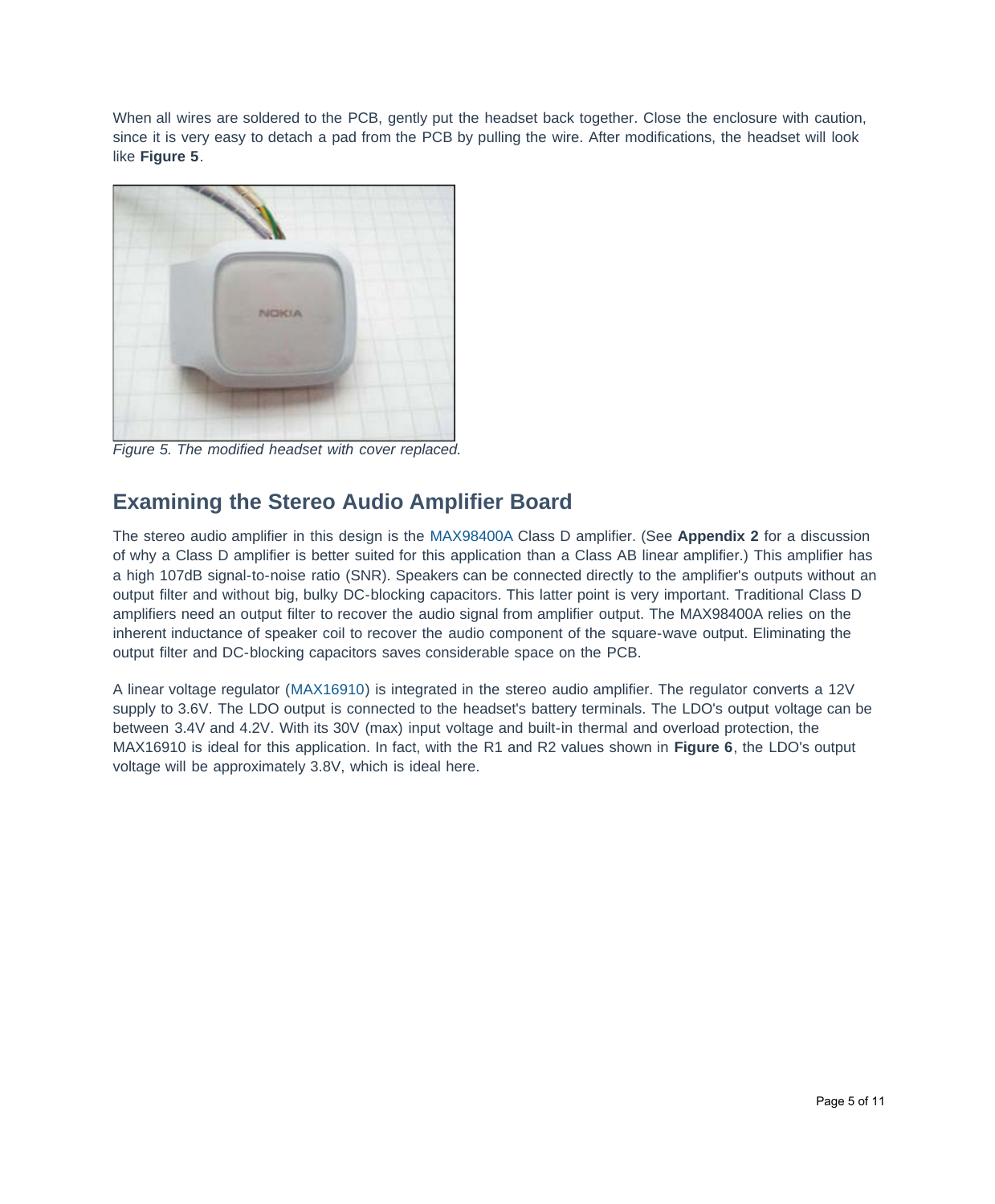When all wires are soldered to the PCB, gently put the headset back together. Close the enclosure with caution, since it is very easy to detach a pad from the PCB by pulling the wire. After modifications, the headset will look like **Figure 5**.

*Figure 5. The modified headset with cover replaced.*

## Examining the Stereo Audio Amplifier Board

The stereo audio amplifier in this design is the MAX98400A Class D amplifier. (See **Appendix 2** for a discussion of why a Class D amplifier is better suited for this application than a Class AB linear amplifier.) This amplifier has a high 107dB signal-to-noise ratio (SNR). Speakers can be connected directly to the amplifier's outputs without an output filter and without big, bulky DC-blocking capacitors. This latter point is very important. Traditional Class D amplifiers need an output filter to recover the audio signal from amplifier output. The MAX98400A relies on the inherent inductance of speaker coil to recover the audio component of the square-wave output. Eliminating the output filter and DC-blocking capacitors saves considerable space on the PCB.

A linear voltage regulator (MAX16910) is integrated in the stereo audio amplifier. The regulator converts a 12V supply to 3.6V. The LDO output is connected to the headset's battery terminals. The LDO's output voltage can be between 3.4V and 4.2V. With its 30V (max) input voltage and built-in thermal and overload protection, the MAX16910 is ideal for this application. In fact, with the R1 and R2 values shown in **Figure 6**, the LDO's output voltage will be approximately 3.8V, which is ideal here.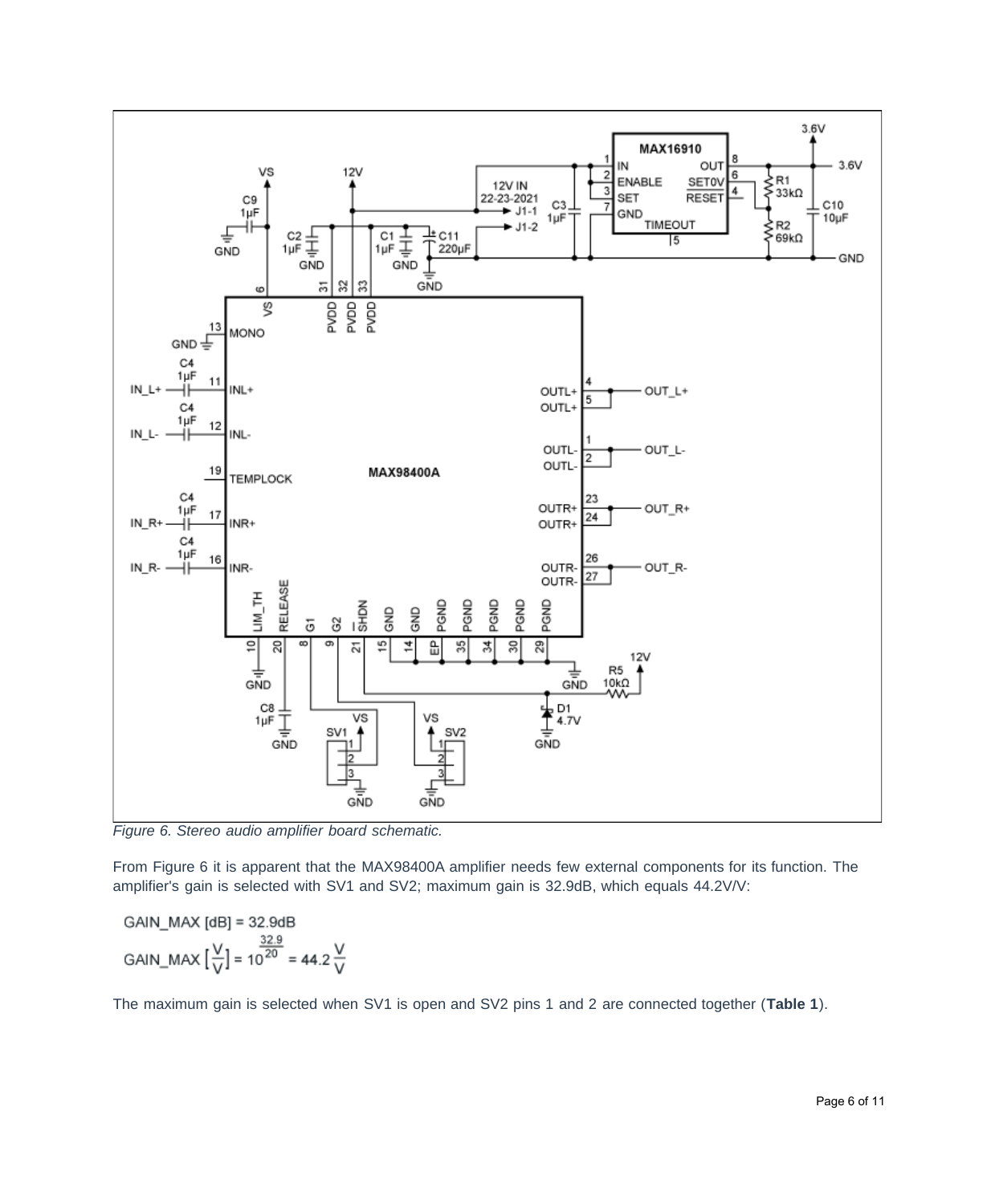*Figure 6. Stereo audio amplifier board schematic.*

From Figure 6 it is apparent that the MAX98400A amplifier needs few external components for its function. The amplifier's gain is selected with SV1 and SV2; maximum gain is 32.9dB, which equals 44.2V/V:

$$\text{GAIN\_MAX [dB]} = 32.9\text{dB}$$

$$\text{GAIN\_MAX}\left[\frac{V}{V}\right] = 10^{\frac{32.9}{20}} = 44.2\,\frac{V}{V}$$

The maximum gain is selected when SV1 is open and SV2 pins 1 and 2 are connected together (**Table 1**).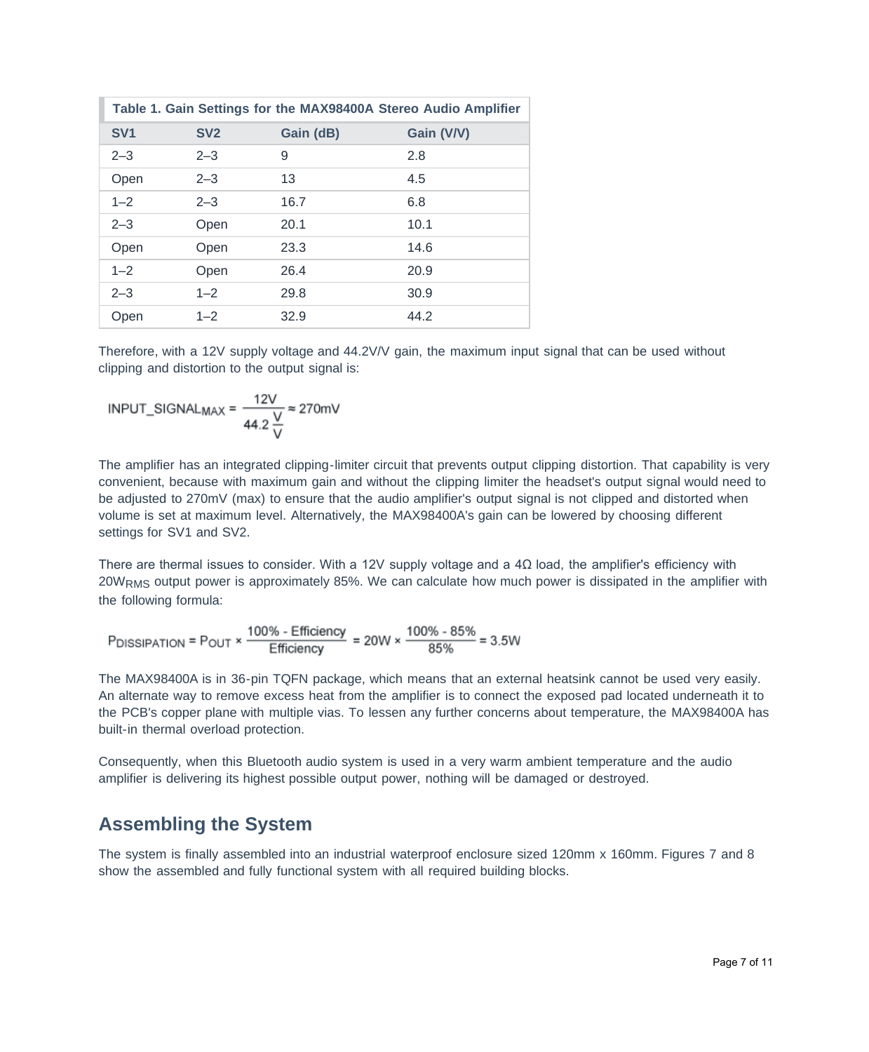| Table 1. Gain Settings for the MAX98400A Stereo Audio Amplifier | | | |
| --- | --- | --- | --- |
| SV1 | SV2 | Gain (dB) | Gain (V/V) |
| 2–3 | 2–3 | 9 | 2.8 |
| Open | 2–3 | 13 | 4.5 |
| 1–2 | 2–3 | 16.7 | 6.8 |
| 2–3 | Open | 20.1 | 10.1 |
| Open | Open | 23.3 | 14.6 |
| 1–2 | Open | 26.4 | 20.9 |
| 2–3 | 1–2 | 29.8 | 30.9 |
| Open | 1–2 | 32.9 | 44.2 |

Therefore, with a 12V supply voltage and 44.2V/V gain, the maximum input signal that can be used without clipping and distortion to the output signal is:

$$\text{INPUT\_SIGNAL}_{MAX} = \frac{12\text{V}}{44.2\,\frac{\text{V}}{\text{V}}} \approx 270\text{mV}$$

The amplifier has an integrated clipping-limiter circuit that prevents output clipping distortion. That capability is very convenient, because with maximum gain and without the clipping limiter the headset's output signal would need to be adjusted to 270mV (max) to ensure that the audio amplifier's output signal is not clipped and distorted when volume is set at maximum level. Alternatively, the MAX98400A's gain can be lowered by choosing different settings for SV1 and SV2.

There are thermal issues to consider. With a 12V supply voltage and a 4Ω load, the amplifier's efficiency with $20W_{RMS}$ output power is approximately 85%. We can calculate how much power is dissipated in the amplifier with the following formula:

$$P_{DISSIPATION} = P_{OUT} \times \frac{100\% - \text{Efficiency}}{\text{Efficiency}} = 20\text{W} \times \frac{100\% - 85\%}{85\%} = 3.5\text{W}$$

The MAX98400A is in 36-pin TQFN package, which means that an external heatsink cannot be used very easily. An alternate way to remove excess heat from the amplifier is to connect the exposed pad located underneath it to the PCB's copper plane with multiple vias. To lessen any further concerns about temperature, the MAX98400A has built-in thermal overload protection.

Consequently, when this Bluetooth audio system is used in a very warm ambient temperature and the audio amplifier is delivering its highest possible output power, nothing will be damaged or destroyed.

## Assembling the System

The system is finally assembled into an industrial waterproof enclosure sized 120mm x 160mm. Figures 7 and 8 show the assembled and fully functional system with all required building blocks.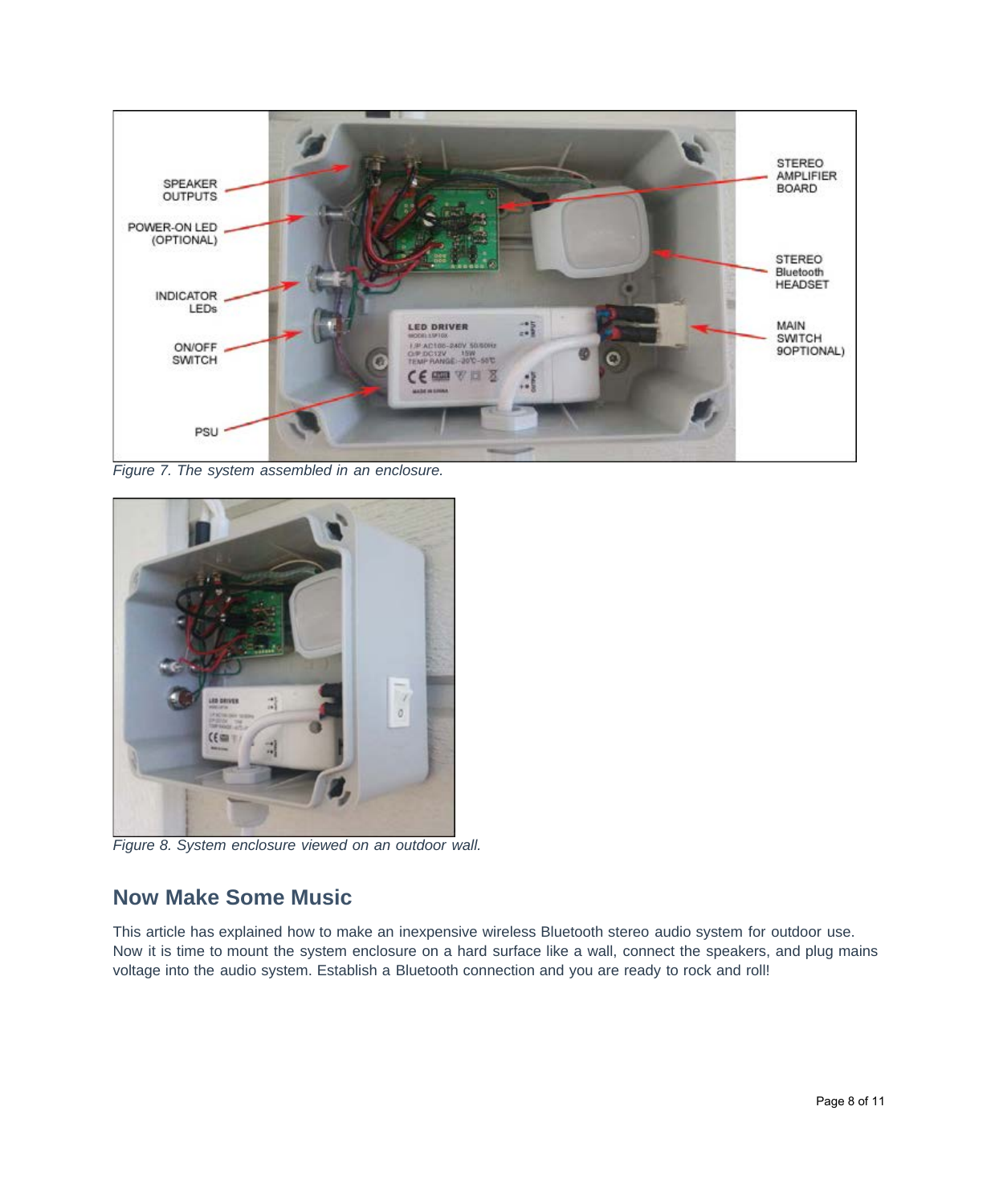Figure 7. The system assembled in an enclosure.

Figure 8. System enclosure viewed on an outdoor wall.

## Now Make Some Music

This article has explained how to make an inexpensive wireless Bluetooth stereo audio system for outdoor use. Now it is time to mount the system enclosure on a hard surface like a wall, connect the speakers, and plug mains voltage into the audio system. Establish a Bluetooth connection and you are ready to rock and roll!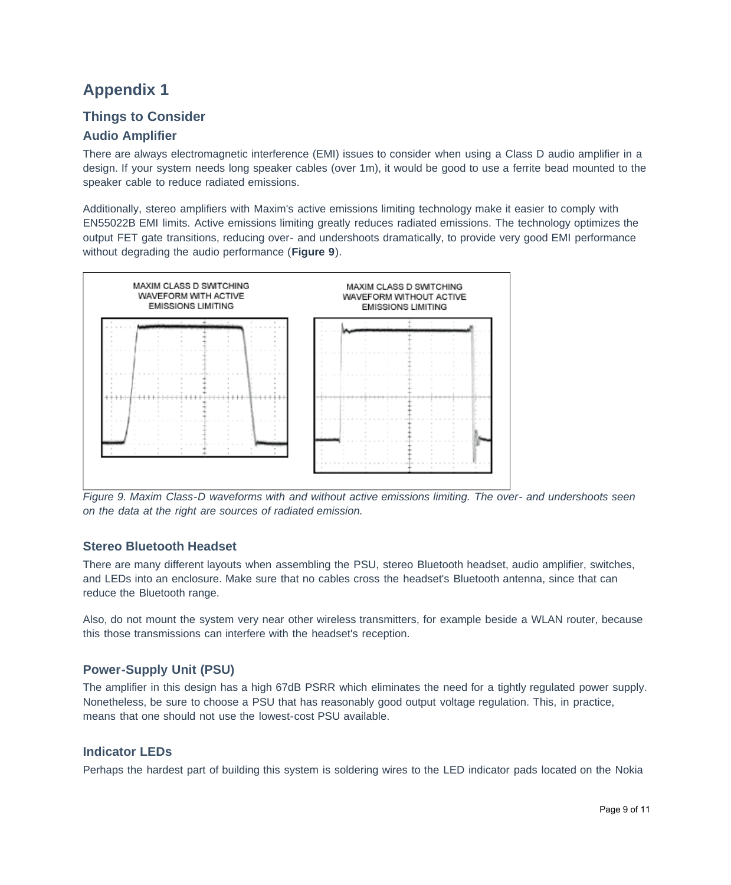# Appendix 1

## Things to Consider

### Audio Amplifier

There are always electromagnetic interference (EMI) issues to consider when using a Class D audio amplifier in a design. If your system needs long speaker cables (over 1m), it would be good to use a ferrite bead mounted to the speaker cable to reduce radiated emissions.

Additionally, stereo amplifiers with Maxim's active emissions limiting technology make it easier to comply with EN55022B EMI limits. Active emissions limiting greatly reduces radiated emissions. The technology optimizes the output FET gate transitions, reducing over- and undershoots dramatically, to provide very good EMI performance without degrading the audio performance (**Figure 9**).

*Figure 9. Maxim Class-D waveforms with and without active emissions limiting. The over- and undershoots seen on the data at the right are sources of radiated emission.*

### Stereo Bluetooth Headset

There are many different layouts when assembling the PSU, stereo Bluetooth headset, audio amplifier, switches, and LEDs into an enclosure. Make sure that no cables cross the headset's Bluetooth antenna, since that can reduce the Bluetooth range.

Also, do not mount the system very near other wireless transmitters, for example beside a WLAN router, because this those transmissions can interfere with the headset's reception.

### Power-Supply Unit (PSU)

The amplifier in this design has a high 67dB PSRR which eliminates the need for a tightly regulated power supply. Nonetheless, be sure to choose a PSU that has reasonably good output voltage regulation. This, in practice, means that one should not use the lowest-cost PSU available.

### Indicator LEDs

Perhaps the hardest part of building this system is soldering wires to the LED indicator pads located on the Nokia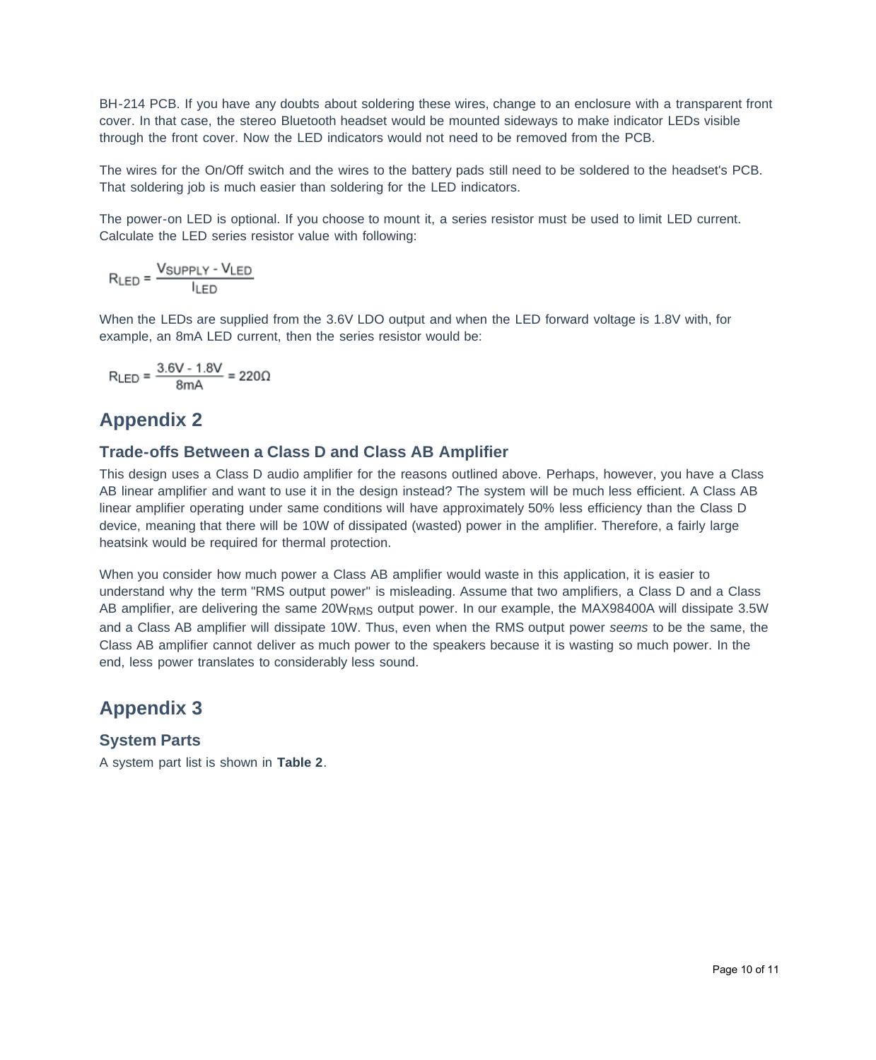BH-214 PCB. If you have any doubts about soldering these wires, change to an enclosure with a transparent front cover. In that case, the stereo Bluetooth headset would be mounted sideways to make indicator LEDs visible through the front cover. Now the LED indicators would not need to be removed from the PCB.

The wires for the On/Off switch and the wires to the battery pads still need to be soldered to the headset's PCB. That soldering job is much easier than soldering for the LED indicators.

The power-on LED is optional. If you choose to mount it, a series resistor must be used to limit LED current. Calculate the LED series resistor value with following:

$$R_{LED} = \frac{V_{SUPPLY} - V_{LED}}{I_{LED}}$$

When the LEDs are supplied from the 3.6V LDO output and when the LED forward voltage is 1.8V with, for example, an 8mA LED current, then the series resistor would be:

$$R_{LED} = \frac{3.6V - 1.8V}{8mA} = 220\Omega$$

## Appendix 2

### Trade-offs Between a Class D and Class AB Amplifier

This design uses a Class D audio amplifier for the reasons outlined above. Perhaps, however, you have a Class AB linear amplifier and want to use it in the design instead? The system will be much less efficient. A Class AB linear amplifier operating under same conditions will have approximately 50% less efficiency than the Class D device, meaning that there will be 10W of dissipated (wasted) power in the amplifier. Therefore, a fairly large heatsink would be required for thermal protection.

When you consider how much power a Class AB amplifier would waste in this application, it is easier to understand why the term "RMS output power" is misleading. Assume that two amplifiers, a Class D and a Class AB amplifier, are delivering the same $20W_{RMS}$ output power. In our example, the MAX98400A will dissipate 3.5W and a Class AB amplifier will dissipate 10W. Thus, even when the RMS output power *seems* to be the same, the Class AB amplifier cannot deliver as much power to the speakers because it is wasting so much power. In the end, less power translates to considerably less sound.

## Appendix 3

### System Parts

A system part list is shown in **Table 2**.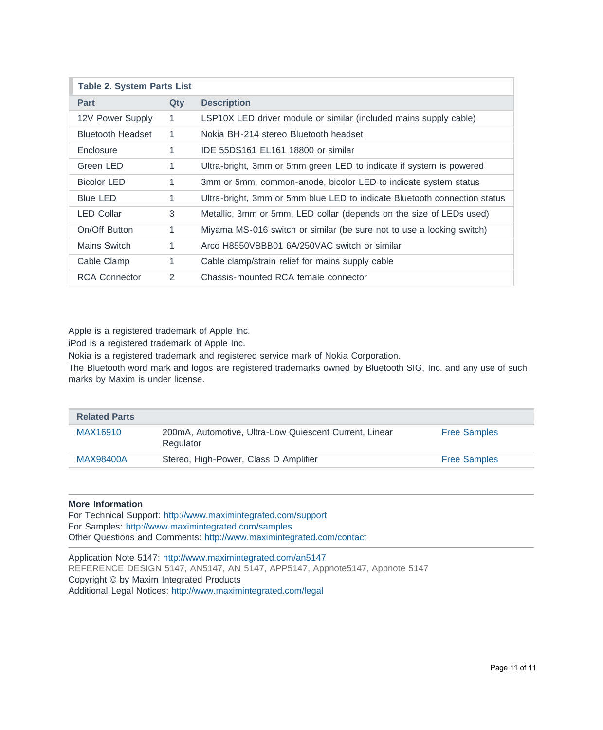**Table 2. System Parts List**

| Part | Qty | Description |
|---|---|---|
| 12V Power Supply | 1 | LSP10X LED driver module or similar (included mains supply cable) |
| Bluetooth Headset | 1 | Nokia BH-214 stereo Bluetooth headset |
| Enclosure | 1 | IDE 55DS161 EL161 18800 or similar |
| Green LED | 1 | Ultra-bright, 3mm or 5mm green LED to indicate if system is powered |
| Bicolor LED | 1 | 3mm or 5mm, common-anode, bicolor LED to indicate system status |
| Blue LED | 1 | Ultra-bright, 3mm or 5mm blue LED to indicate Bluetooth connection status |
| LED Collar | 3 | Metallic, 3mm or 5mm, LED collar (depends on the size of LEDs used) |
| On/Off Button | 1 | Miyama MS-016 switch or similar (be sure not to use a locking switch) |
| Mains Switch | 1 | Arco H8550VBBB01 6A/250VAC switch or similar |
| Cable Clamp | 1 | Cable clamp/strain relief for mains supply cable |
| RCA Connector | 2 | Chassis-mounted RCA female connector |

Apple is a registered trademark of Apple Inc.
iPod is a registered trademark of Apple Inc.
Nokia is a registered trademark and registered service mark of Nokia Corporation.
The Bluetooth word mark and logos are registered trademarks owned by Bluetooth SIG, Inc. and any use of such marks by Maxim is under license.

| Related Parts | | |
|---|---|---|
| MAX16910 | 200mA, Automotive, Ultra-Low Quiescent Current, Linear Regulator | Free Samples |
| MAX98400A | Stereo, High-Power, Class D Amplifier | Free Samples |

**More Information**
For Technical Support: http://www.maximintegrated.com/support
For Samples: http://www.maximintegrated.com/samples
Other Questions and Comments: http://www.maximintegrated.com/contact

Application Note 5147: http://www.maximintegrated.com/an5147
REFERENCE DESIGN 5147, AN5147, AN 5147, APP5147, Appnote5147, Appnote 5147
Copyright © by Maxim Integrated Products
Additional Legal Notices: http://www.maximintegrated.com/legal